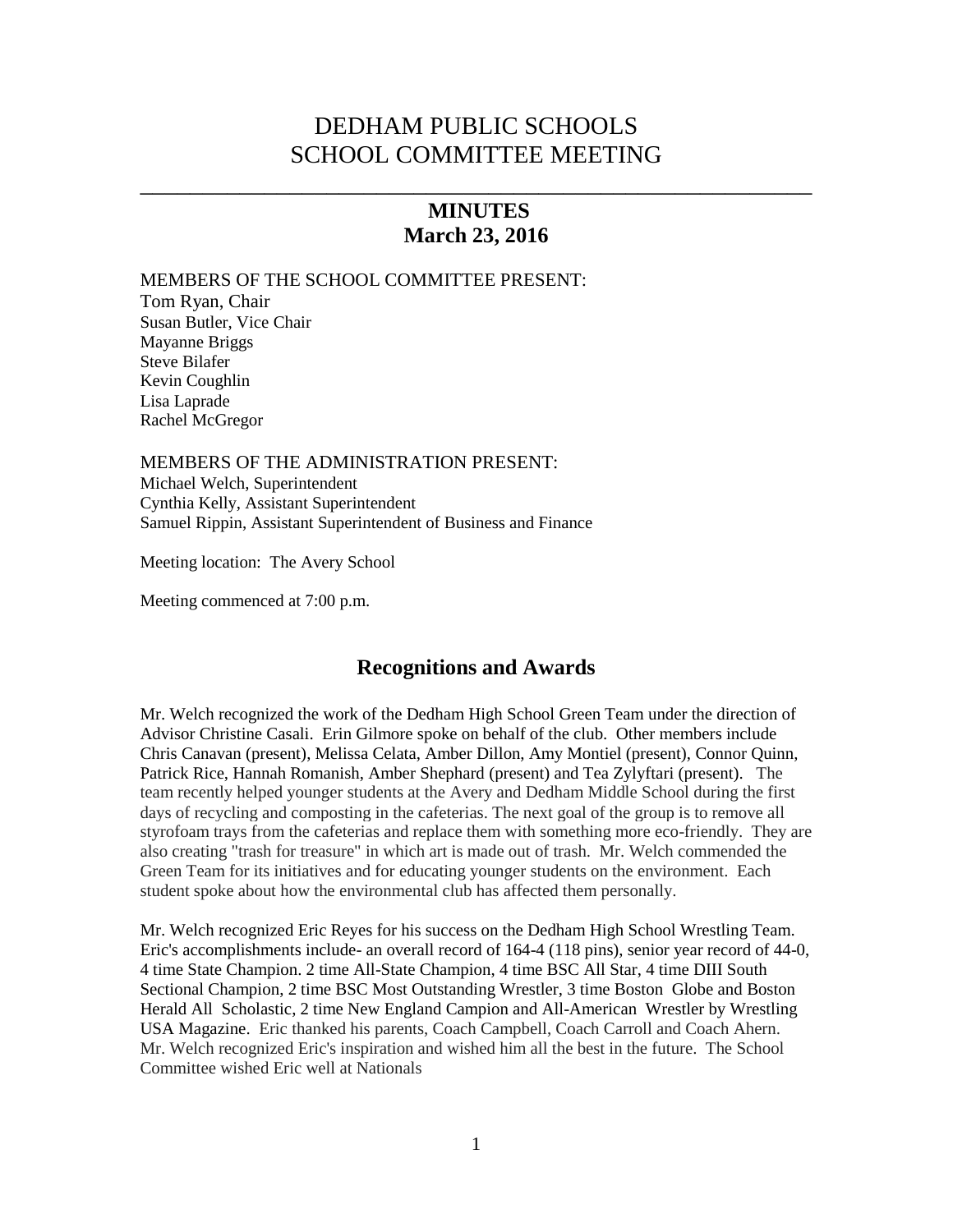# DEDHAM PUBLIC SCHOOLS
# SCHOOL COMMITTEE MEETING

---

## MINUTES
## March 23, 2016

MEMBERS OF THE SCHOOL COMMITTEE PRESENT:
Tom Ryan, Chair
Susan Butler, Vice Chair
Mayanne Briggs
Steve Bilafer
Kevin Coughlin
Lisa Laprade
Rachel McGregor

MEMBERS OF THE ADMINISTRATION PRESENT:
Michael Welch, Superintendent
Cynthia Kelly, Assistant Superintendent
Samuel Rippin, Assistant Superintendent of Business and Finance

Meeting location: The Avery School

Meeting commenced at 7:00 p.m.

## Recognitions and Awards

Mr. Welch recognized the work of the Dedham High School Green Team under the direction of Advisor Christine Casali. Erin Gilmore spoke on behalf of the club. Other members include Chris Canavan (present), Melissa Celata, Amber Dillon, Amy Montiel (present), Connor Quinn, Patrick Rice, Hannah Romanish, Amber Shephard (present) and Tea Zylyftari (present). The team recently helped younger students at the Avery and Dedham Middle School during the first days of recycling and composting in the cafeterias. The next goal of the group is to remove all styrofoam trays from the cafeterias and replace them with something more eco-friendly. They are also creating "trash for treasure" in which art is made out of trash. Mr. Welch commended the Green Team for its initiatives and for educating younger students on the environment. Each student spoke about how the environmental club has affected them personally.

Mr. Welch recognized Eric Reyes for his success on the Dedham High School Wrestling Team. Eric's accomplishments include- an overall record of 164-4 (118 pins), senior year record of 44-0, 4 time State Champion. 2 time All-State Champion, 4 time BSC All Star, 4 time DIII South Sectional Champion, 2 time BSC Most Outstanding Wrestler, 3 time Boston Globe and Boston Herald All Scholastic, 2 time New England Campion and All-American Wrestler by Wrestling USA Magazine. Eric thanked his parents, Coach Campbell, Coach Carroll and Coach Ahern. Mr. Welch recognized Eric's inspiration and wished him all the best in the future. The School Committee wished Eric well at Nationals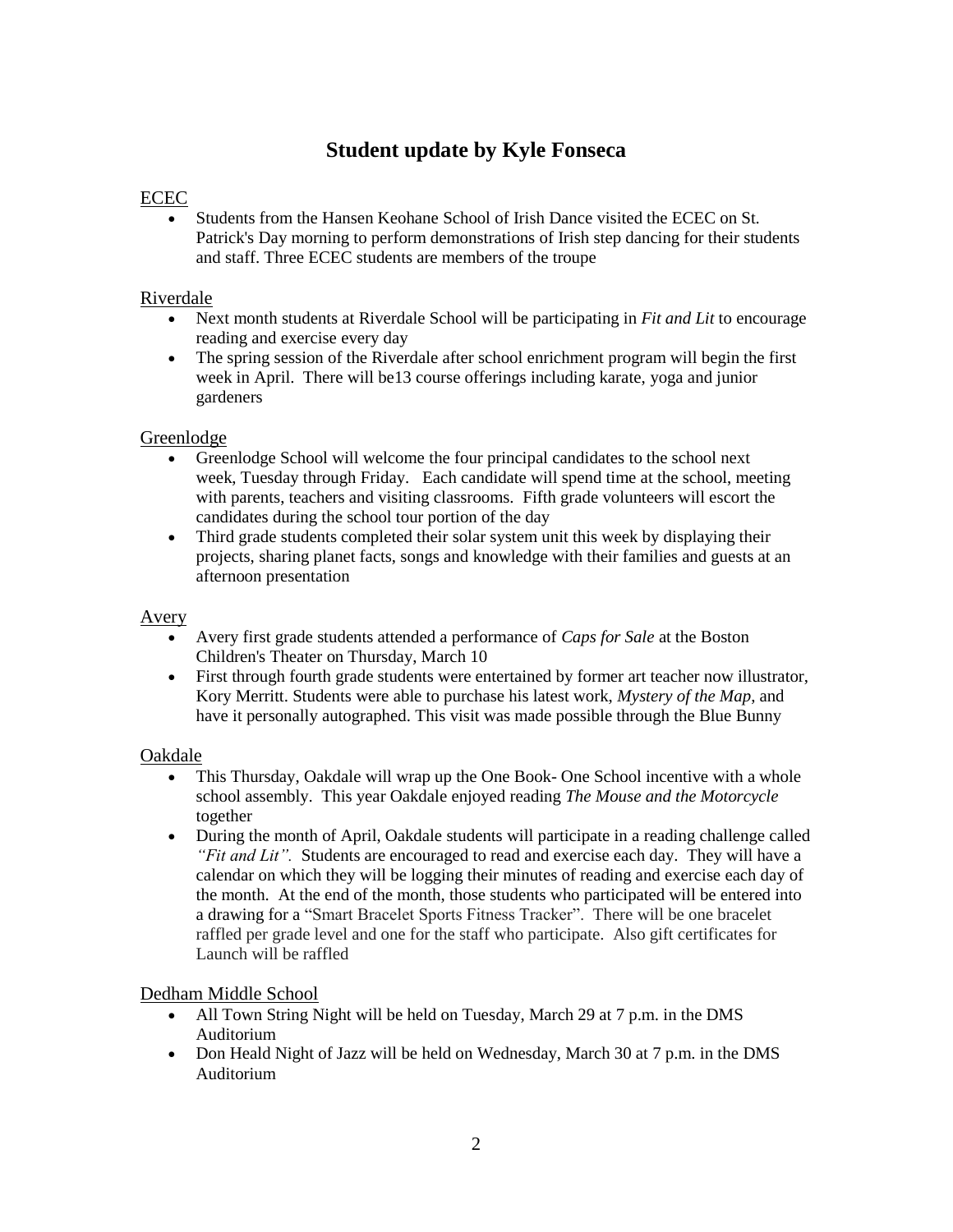# Student update by Kyle Fonseca

<u>ECEC</u>

- Students from the Hansen Keohane School of Irish Dance visited the ECEC on St. Patrick's Day morning to perform demonstrations of Irish step dancing for their students and staff. Three ECEC students are members of the troupe

<u>Riverdale</u>

- Next month students at Riverdale School will be participating in *Fit and Lit* to encourage reading and exercise every day
- The spring session of the Riverdale after school enrichment program will begin the first week in April. There will be13 course offerings including karate, yoga and junior gardeners

<u>Greenlodge</u>

- Greenlodge School will welcome the four principal candidates to the school next week, Tuesday through Friday. Each candidate will spend time at the school, meeting with parents, teachers and visiting classrooms. Fifth grade volunteers will escort the candidates during the school tour portion of the day
- Third grade students completed their solar system unit this week by displaying their projects, sharing planet facts, songs and knowledge with their families and guests at an afternoon presentation

<u>Avery</u>

- Avery first grade students attended a performance of *Caps for Sale* at the Boston Children's Theater on Thursday, March 10
- First through fourth grade students were entertained by former art teacher now illustrator, Kory Merritt. Students were able to purchase his latest work, *Mystery of the Map*, and have it personally autographed. This visit was made possible through the Blue Bunny

<u>Oakdale</u>

- This Thursday, Oakdale will wrap up the One Book- One School incentive with a whole school assembly. This year Oakdale enjoyed reading *The Mouse and the Motorcycle* together
- During the month of April, Oakdale students will participate in a reading challenge called *"Fit and Lit".* Students are encouraged to read and exercise each day. They will have a calendar on which they will be logging their minutes of reading and exercise each day of the month. At the end of the month, those students who participated will be entered into a drawing for a "Smart Bracelet Sports Fitness Tracker". There will be one bracelet raffled per grade level and one for the staff who participate. Also gift certificates for Launch will be raffled

<u>Dedham Middle School</u>

- All Town String Night will be held on Tuesday, March 29 at 7 p.m. in the DMS Auditorium
- Don Heald Night of Jazz will be held on Wednesday, March 30 at 7 p.m. in the DMS Auditorium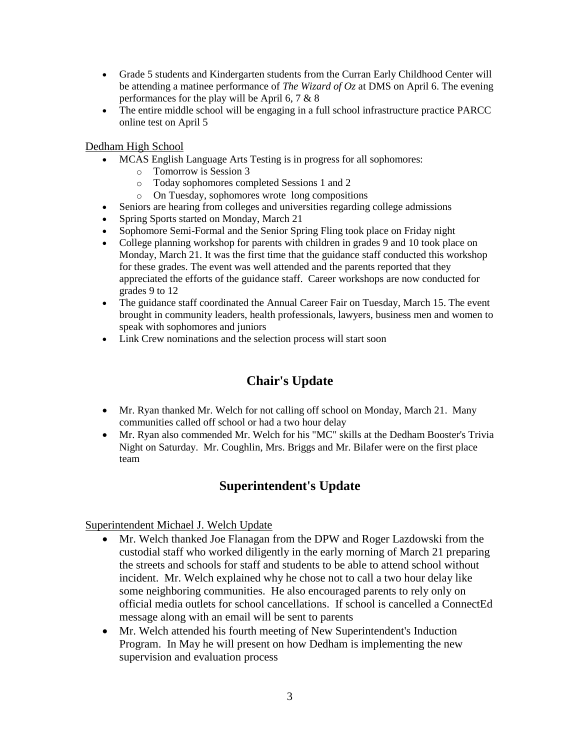- Grade 5 students and Kindergarten students from the Curran Early Childhood Center will be attending a matinee performance of *The Wizard of Oz* at DMS on April 6. The evening performances for the play will be April 6, 7 & 8
- The entire middle school will be engaging in a full school infrastructure practice PARCC online test on April 5

Dedham High School

- MCAS English Language Arts Testing is in progress for all sophomores:
    - Tomorrow is Session 3
    - Today sophomores completed Sessions 1 and 2
    - On Tuesday, sophomores wrote long compositions
- Seniors are hearing from colleges and universities regarding college admissions
- Spring Sports started on Monday, March 21
- Sophomore Semi-Formal and the Senior Spring Fling took place on Friday night
- College planning workshop for parents with children in grades 9 and 10 took place on Monday, March 21. It was the first time that the guidance staff conducted this workshop for these grades. The event was well attended and the parents reported that they appreciated the efforts of the guidance staff. Career workshops are now conducted for grades 9 to 12
- The guidance staff coordinated the Annual Career Fair on Tuesday, March 15. The event brought in community leaders, health professionals, lawyers, business men and women to speak with sophomores and juniors
- Link Crew nominations and the selection process will start soon

## Chair's Update

- Mr. Ryan thanked Mr. Welch for not calling off school on Monday, March 21. Many communities called off school or had a two hour delay
- Mr. Ryan also commended Mr. Welch for his "MC" skills at the Dedham Booster's Trivia Night on Saturday. Mr. Coughlin, Mrs. Briggs and Mr. Bilafer were on the first place team

## Superintendent's Update

Superintendent Michael J. Welch Update

- Mr. Welch thanked Joe Flanagan from the DPW and Roger Lazdowski from the custodial staff who worked diligently in the early morning of March 21 preparing the streets and schools for staff and students to be able to attend school without incident. Mr. Welch explained why he chose not to call a two hour delay like some neighboring communities. He also encouraged parents to rely only on official media outlets for school cancellations. If school is cancelled a ConnectEd message along with an email will be sent to parents
- Mr. Welch attended his fourth meeting of New Superintendent's Induction Program. In May he will present on how Dedham is implementing the new supervision and evaluation process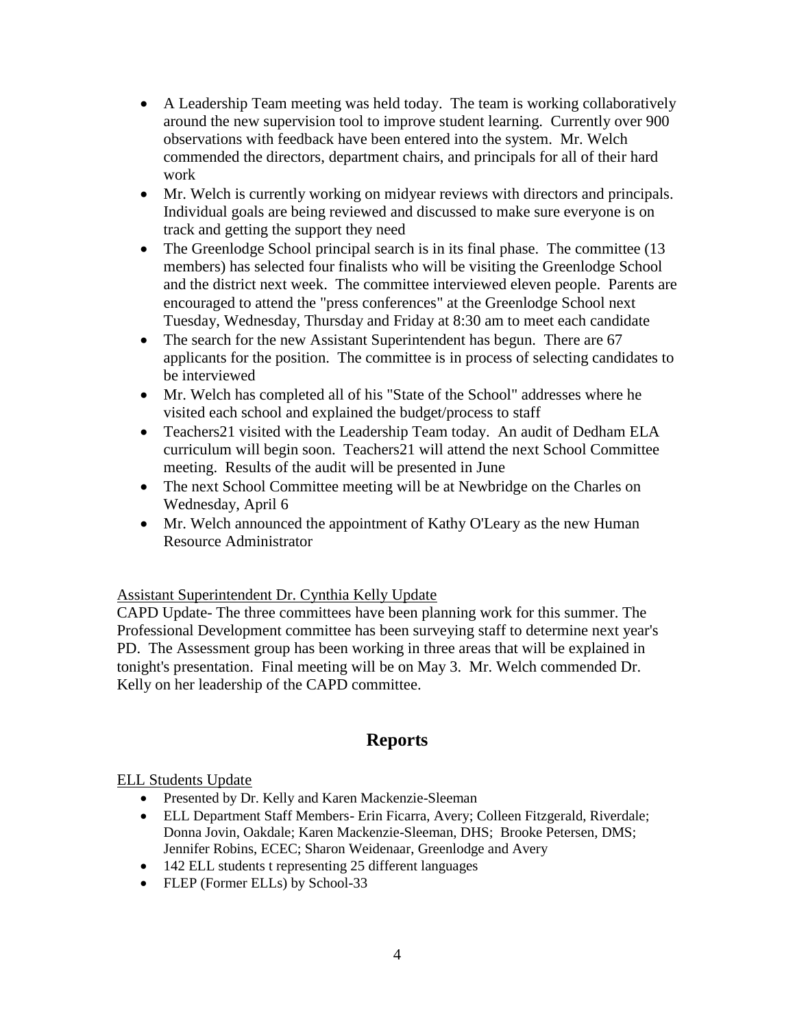- A Leadership Team meeting was held today. The team is working collaboratively around the new supervision tool to improve student learning. Currently over 900 observations with feedback have been entered into the system. Mr. Welch commended the directors, department chairs, and principals for all of their hard work
- Mr. Welch is currently working on midyear reviews with directors and principals. Individual goals are being reviewed and discussed to make sure everyone is on track and getting the support they need
- The Greenlodge School principal search is in its final phase. The committee (13 members) has selected four finalists who will be visiting the Greenlodge School and the district next week. The committee interviewed eleven people. Parents are encouraged to attend the "press conferences" at the Greenlodge School next Tuesday, Wednesday, Thursday and Friday at 8:30 am to meet each candidate
- The search for the new Assistant Superintendent has begun. There are 67 applicants for the position. The committee is in process of selecting candidates to be interviewed
- Mr. Welch has completed all of his "State of the School" addresses where he visited each school and explained the budget/process to staff
- Teachers21 visited with the Leadership Team today. An audit of Dedham ELA curriculum will begin soon. Teachers21 will attend the next School Committee meeting. Results of the audit will be presented in June
- The next School Committee meeting will be at Newbridge on the Charles on Wednesday, April 6
- Mr. Welch announced the appointment of Kathy O'Leary as the new Human Resource Administrator

Assistant Superintendent Dr. Cynthia Kelly Update

CAPD Update- The three committees have been planning work for this summer. The Professional Development committee has been surveying staff to determine next year's PD. The Assessment group has been working in three areas that will be explained in tonight's presentation. Final meeting will be on May 3. Mr. Welch commended Dr. Kelly on her leadership of the CAPD committee.

## Reports

ELL Students Update

- Presented by Dr. Kelly and Karen Mackenzie-Sleeman
- ELL Department Staff Members- Erin Ficarra, Avery; Colleen Fitzgerald, Riverdale; Donna Jovin, Oakdale; Karen Mackenzie-Sleeman, DHS; Brooke Petersen, DMS; Jennifer Robins, ECEC; Sharon Weidenaar, Greenlodge and Avery
- 142 ELL students t representing 25 different languages
- FLEP (Former ELLs) by School-33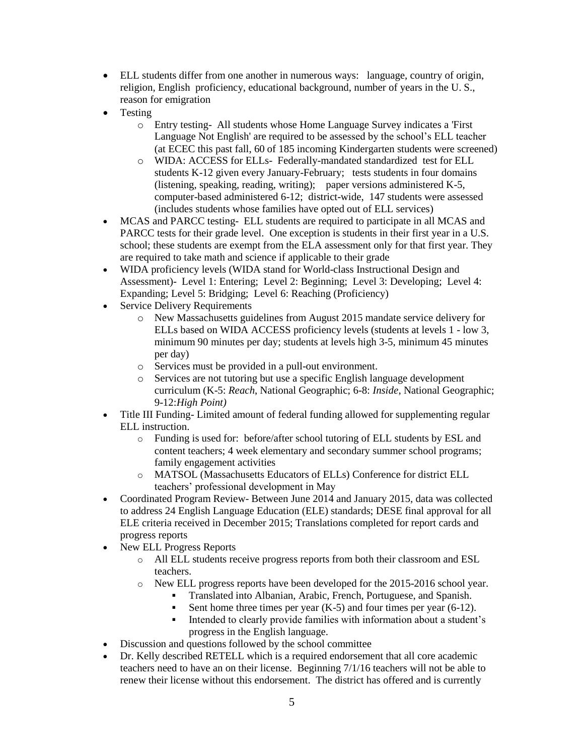- ELL students differ from one another in numerous ways: language, country of origin, religion, English proficiency, educational background, number of years in the U. S., reason for emigration
- Testing
  - Entry testing- All students whose Home Language Survey indicates a 'First Language Not English' are required to be assessed by the school's ELL teacher (at ECEC this past fall, 60 of 185 incoming Kindergarten students were screened)
  - WIDA: ACCESS for ELLs- Federally-mandated standardized test for ELL students K-12 given every January-February; tests students in four domains (listening, speaking, reading, writing); paper versions administered K-5, computer-based administered 6-12; district-wide, 147 students were assessed (includes students whose families have opted out of ELL services)
- MCAS and PARCC testing- ELL students are required to participate in all MCAS and PARCC tests for their grade level. One exception is students in their first year in a U.S. school; these students are exempt from the ELA assessment only for that first year. They are required to take math and science if applicable to their grade
- WIDA proficiency levels (WIDA stand for World-class Instructional Design and Assessment)- Level 1: Entering; Level 2: Beginning; Level 3: Developing; Level 4: Expanding; Level 5: Bridging; Level 6: Reaching (Proficiency)
- Service Delivery Requirements
  - New Massachusetts guidelines from August 2015 mandate service delivery for ELLs based on WIDA ACCESS proficiency levels (students at levels 1 - low 3, minimum 90 minutes per day; students at levels high 3-5, minimum 45 minutes per day)
  - Services must be provided in a pull-out environment.
  - Services are not tutoring but use a specific English language development curriculum (K-5: *Reach*, National Geographic; 6-8: *Inside*, National Geographic; 9-12:*High Point)*
- Title III Funding- Limited amount of federal funding allowed for supplementing regular ELL instruction.
  - Funding is used for: before/after school tutoring of ELL students by ESL and content teachers; 4 week elementary and secondary summer school programs; family engagement activities
  - MATSOL (Massachusetts Educators of ELLs) Conference for district ELL teachers' professional development in May
- Coordinated Program Review- Between June 2014 and January 2015, data was collected to address 24 English Language Education (ELE) standards; DESE final approval for all ELE criteria received in December 2015; Translations completed for report cards and progress reports
- New ELL Progress Reports
  - All ELL students receive progress reports from both their classroom and ESL teachers.
  - New ELL progress reports have been developed for the 2015-2016 school year.
    - Translated into Albanian, Arabic, French, Portuguese, and Spanish.
    - Sent home three times per year (K-5) and four times per year (6-12).
    - Intended to clearly provide families with information about a student's progress in the English language.
- Discussion and questions followed by the school committee
- Dr. Kelly described RETELL which is a required endorsement that all core academic teachers need to have an on their license. Beginning 7/1/16 teachers will not be able to renew their license without this endorsement. The district has offered and is currently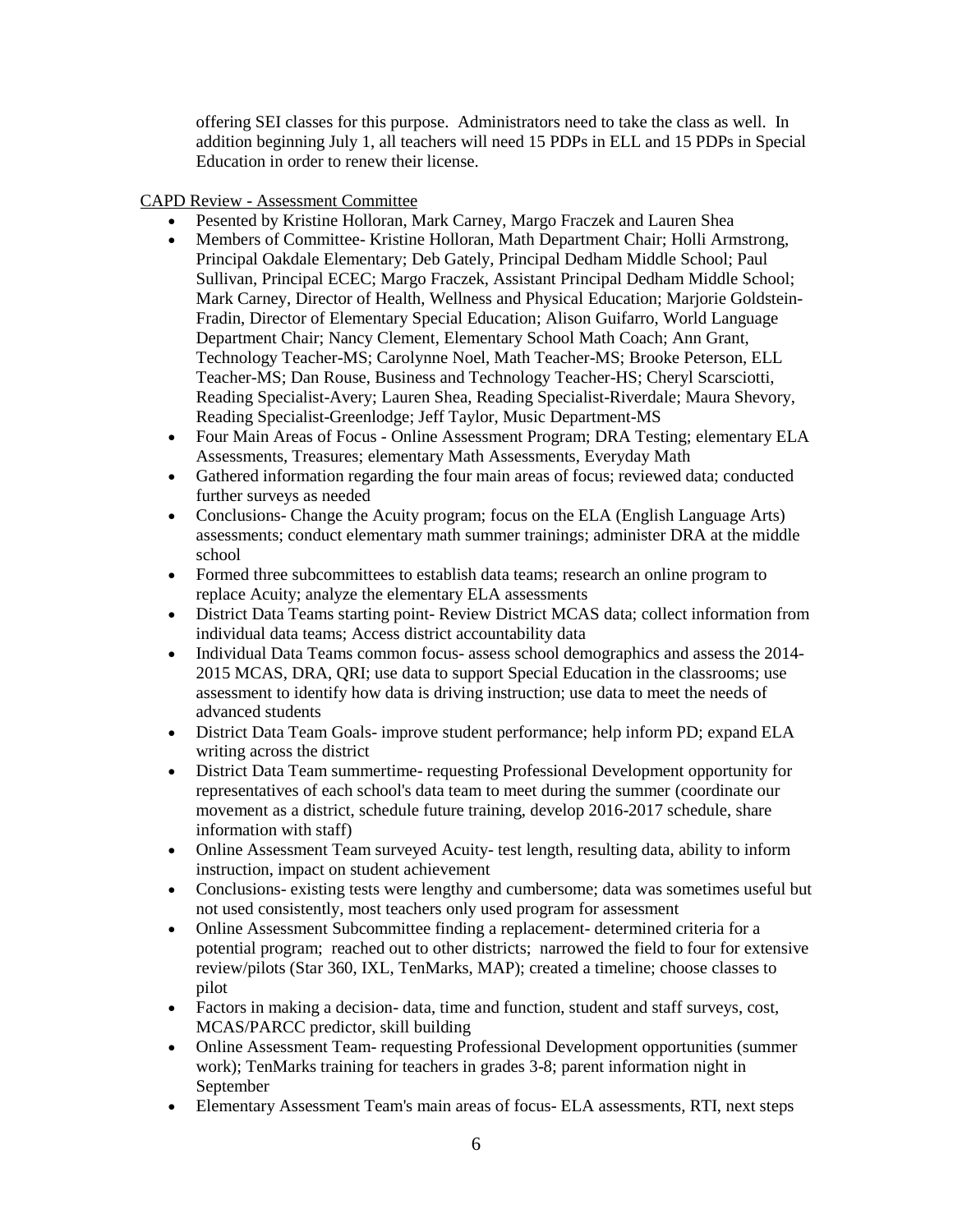offering SEI classes for this purpose. Administrators need to take the class as well. In addition beginning July 1, all teachers will need 15 PDPs in ELL and 15 PDPs in Special Education in order to renew their license.

<u>CAPD Review - Assessment Committee</u>

- Pesented by Kristine Holloran, Mark Carney, Margo Fraczek and Lauren Shea
- Members of Committee- Kristine Holloran, Math Department Chair; Holli Armstrong, Principal Oakdale Elementary; Deb Gately, Principal Dedham Middle School; Paul Sullivan, Principal ECEC; Margo Fraczek, Assistant Principal Dedham Middle School; Mark Carney, Director of Health, Wellness and Physical Education; Marjorie Goldstein-Fradin, Director of Elementary Special Education; Alison Guifarro, World Language Department Chair; Nancy Clement, Elementary School Math Coach; Ann Grant, Technology Teacher-MS; Carolynne Noel, Math Teacher-MS; Brooke Peterson, ELL Teacher-MS; Dan Rouse, Business and Technology Teacher-HS; Cheryl Scarsciotti, Reading Specialist-Avery; Lauren Shea, Reading Specialist-Riverdale; Maura Shevory, Reading Specialist-Greenlodge; Jeff Taylor, Music Department-MS
- Four Main Areas of Focus - Online Assessment Program; DRA Testing; elementary ELA Assessments, Treasures; elementary Math Assessments, Everyday Math
- Gathered information regarding the four main areas of focus; reviewed data; conducted further surveys as needed
- Conclusions- Change the Acuity program; focus on the ELA (English Language Arts) assessments; conduct elementary math summer trainings; administer DRA at the middle school
- Formed three subcommittees to establish data teams; research an online program to replace Acuity; analyze the elementary ELA assessments
- District Data Teams starting point- Review District MCAS data; collect information from individual data teams; Access district accountability data
- Individual Data Teams common focus- assess school demographics and assess the 2014-2015 MCAS, DRA, QRI; use data to support Special Education in the classrooms; use assessment to identify how data is driving instruction; use data to meet the needs of advanced students
- District Data Team Goals- improve student performance; help inform PD; expand ELA writing across the district
- District Data Team summertime- requesting Professional Development opportunity for representatives of each school's data team to meet during the summer (coordinate our movement as a district, schedule future training, develop 2016-2017 schedule, share information with staff)
- Online Assessment Team surveyed Acuity- test length, resulting data, ability to inform instruction, impact on student achievement
- Conclusions- existing tests were lengthy and cumbersome; data was sometimes useful but not used consistently, most teachers only used program for assessment
- Online Assessment Subcommittee finding a replacement- determined criteria for a potential program; reached out to other districts; narrowed the field to four for extensive review/pilots (Star 360, IXL, TenMarks, MAP); created a timeline; choose classes to pilot
- Factors in making a decision- data, time and function, student and staff surveys, cost, MCAS/PARCC predictor, skill building
- Online Assessment Team- requesting Professional Development opportunities (summer work); TenMarks training for teachers in grades 3-8; parent information night in September
- Elementary Assessment Team's main areas of focus- ELA assessments, RTI, next steps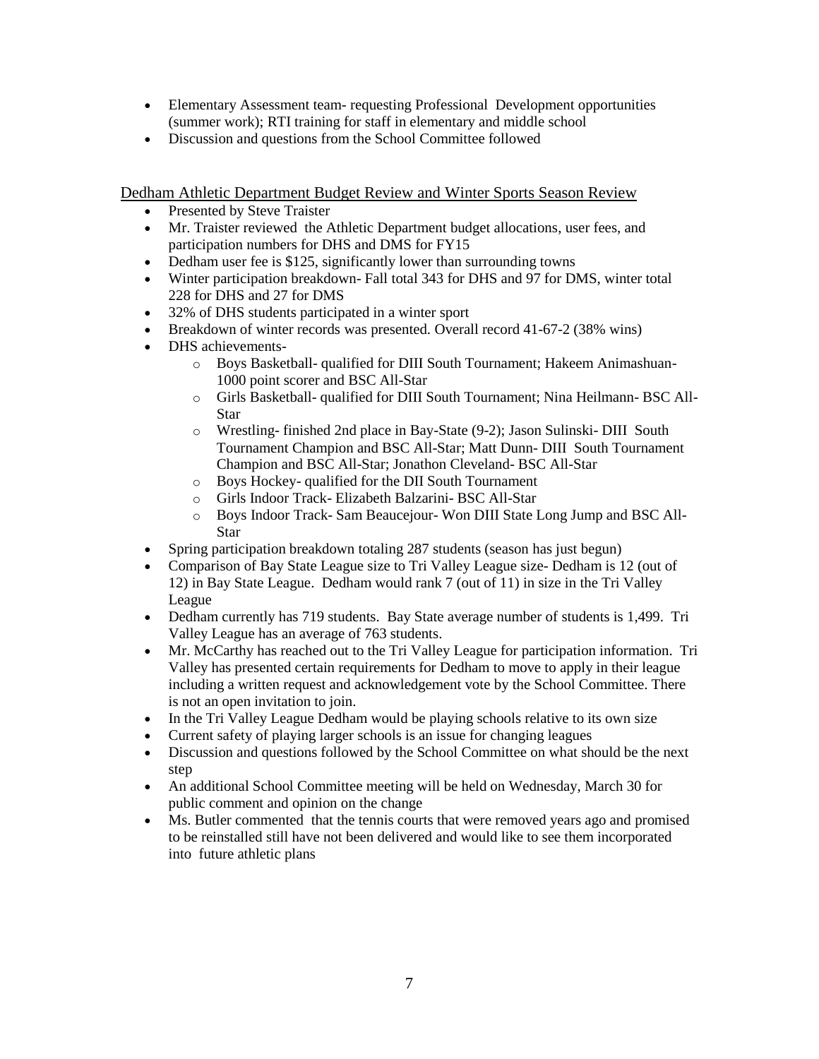- Elementary Assessment team- requesting Professional Development opportunities (summer work); RTI training for staff in elementary and middle school
- Discussion and questions from the School Committee followed

Dedham Athletic Department Budget Review and Winter Sports Season Review

- Presented by Steve Traister
- Mr. Traister reviewed the Athletic Department budget allocations, user fees, and participation numbers for DHS and DMS for FY15
- Dedham user fee is $125, significantly lower than surrounding towns
- Winter participation breakdown- Fall total 343 for DHS and 97 for DMS, winter total 228 for DHS and 27 for DMS
- 32% of DHS students participated in a winter sport
- Breakdown of winter records was presented. Overall record 41-67-2 (38% wins)
- DHS achievements-
  - Boys Basketball- qualified for DIII South Tournament; Hakeem Animashuan- 1000 point scorer and BSC All-Star
  - Girls Basketball- qualified for DIII South Tournament; Nina Heilmann- BSC All-Star
  - Wrestling- finished 2nd place in Bay-State (9-2); Jason Sulinski- DIII South Tournament Champion and BSC All-Star; Matt Dunn- DIII South Tournament Champion and BSC All-Star; Jonathon Cleveland- BSC All-Star
  - Boys Hockey- qualified for the DII South Tournament
  - Girls Indoor Track- Elizabeth Balzarini- BSC All-Star
  - Boys Indoor Track- Sam Beaucejour- Won DIII State Long Jump and BSC All-Star
- Spring participation breakdown totaling 287 students (season has just begun)
- Comparison of Bay State League size to Tri Valley League size- Dedham is 12 (out of 12) in Bay State League. Dedham would rank 7 (out of 11) in size in the Tri Valley League
- Dedham currently has 719 students. Bay State average number of students is 1,499. Tri Valley League has an average of 763 students.
- Mr. McCarthy has reached out to the Tri Valley League for participation information. Tri Valley has presented certain requirements for Dedham to move to apply in their league including a written request and acknowledgement vote by the School Committee. There is not an open invitation to join.
- In the Tri Valley League Dedham would be playing schools relative to its own size
- Current safety of playing larger schools is an issue for changing leagues
- Discussion and questions followed by the School Committee on what should be the next step
- An additional School Committee meeting will be held on Wednesday, March 30 for public comment and opinion on the change
- Ms. Butler commented that the tennis courts that were removed years ago and promised to be reinstalled still have not been delivered and would like to see them incorporated into future athletic plans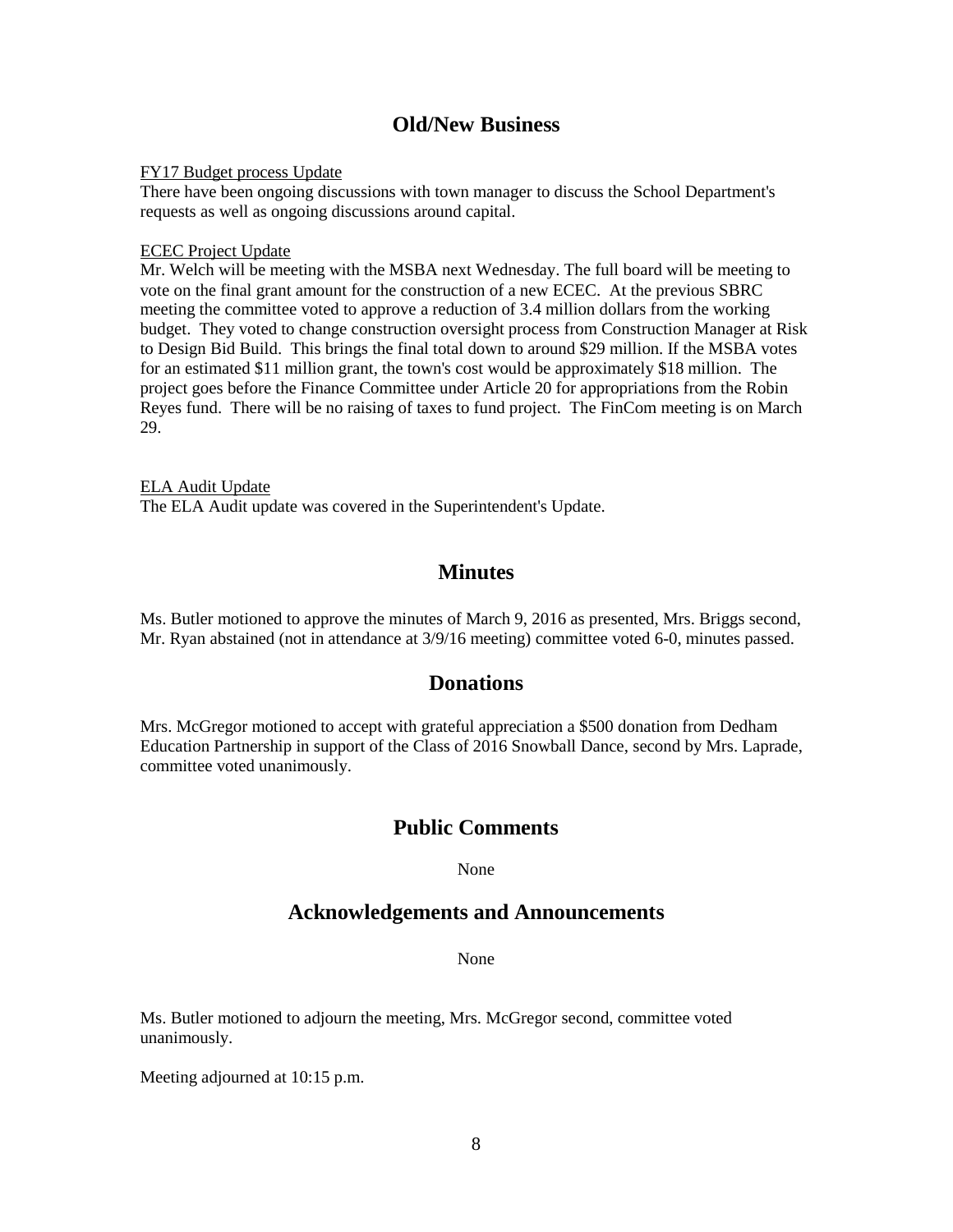## Old/New Business

FY17 Budget process Update

There have been ongoing discussions with town manager to discuss the School Department's requests as well as ongoing discussions around capital.

ECEC Project Update

Mr. Welch will be meeting with the MSBA next Wednesday. The full board will be meeting to vote on the final grant amount for the construction of a new ECEC. At the previous SBRC meeting the committee voted to approve a reduction of 3.4 million dollars from the working budget. They voted to change construction oversight process from Construction Manager at Risk to Design Bid Build. This brings the final total down to around $29 million. If the MSBA votes for an estimated $11 million grant, the town's cost would be approximately $18 million. The project goes before the Finance Committee under Article 20 for appropriations from the Robin Reyes fund. There will be no raising of taxes to fund project. The FinCom meeting is on March 29.

ELA Audit Update

The ELA Audit update was covered in the Superintendent's Update.

## Minutes

Ms. Butler motioned to approve the minutes of March 9, 2016 as presented, Mrs. Briggs second, Mr. Ryan abstained (not in attendance at 3/9/16 meeting) committee voted 6-0, minutes passed.

## Donations

Mrs. McGregor motioned to accept with grateful appreciation a $500 donation from Dedham Education Partnership in support of the Class of 2016 Snowball Dance, second by Mrs. Laprade, committee voted unanimously.

## Public Comments

None

## Acknowledgements and Announcements

None

Ms. Butler motioned to adjourn the meeting, Mrs. McGregor second, committee voted unanimously.

Meeting adjourned at 10:15 p.m.